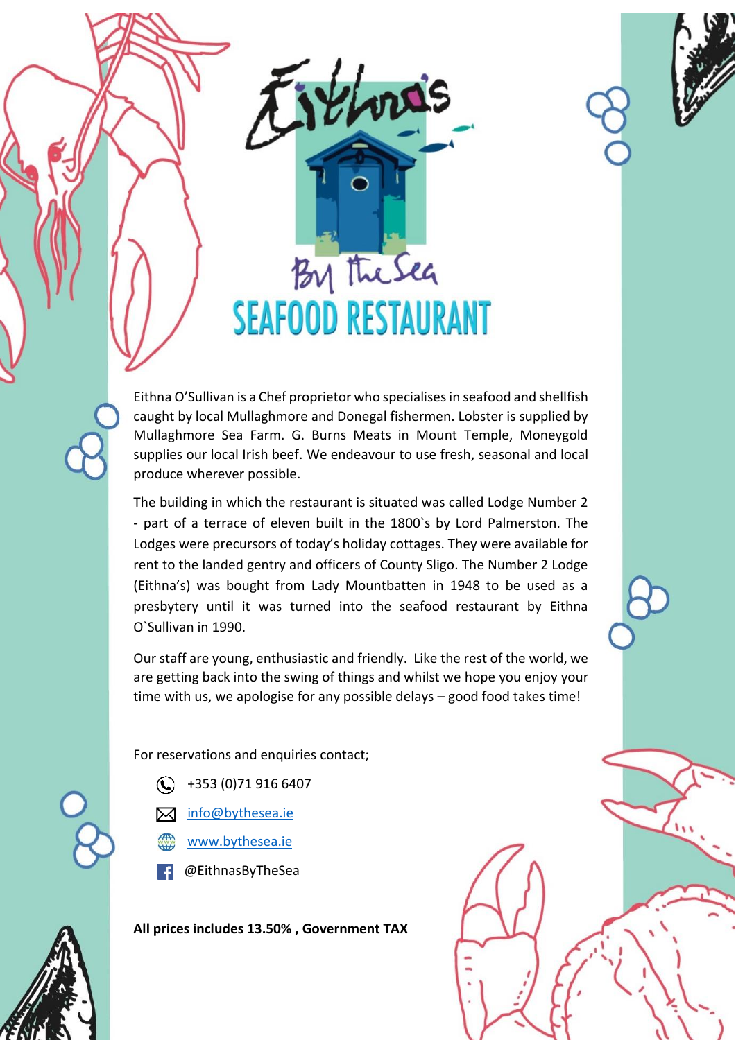# Eithna's By the Sea

## SEAFOOD RESTAURANT

Eithna O'Sullivan is a Chef proprietor who specialises in seafood and shellfish caught by local Mullaghmore and Donegal fishermen. Lobster is supplied by Mullaghmore Sea Farm. G. Burns Meats in Mount Temple, Moneygold supplies our local Irish beef. We endeavour to use fresh, seasonal and local produce wherever possible.

The building in which the restaurant is situated was called Lodge Number 2 - part of a terrace of eleven built in the 1800`s by Lord Palmerston. The Lodges were precursors of today's holiday cottages. They were available for rent to the landed gentry and officers of County Sligo. The Number 2 Lodge (Eithna's) was bought from Lady Mountbatten in 1948 to be used as a presbytery until it was turned into the seafood restaurant by Eithna O`Sullivan in 1990.

Our staff are young, enthusiastic and friendly. Like the rest of the world, we are getting back into the swing of things and whilst we hope you enjoy your time with us, we apologise for any possible delays – good food takes time!

For reservations and enquiries contact;

- +353 (0)71 916 6407
- info@bythesea.ie
- www.bythesea.ie
- @EithnasByTheSea

**All prices includes 13.50% , Government TAX**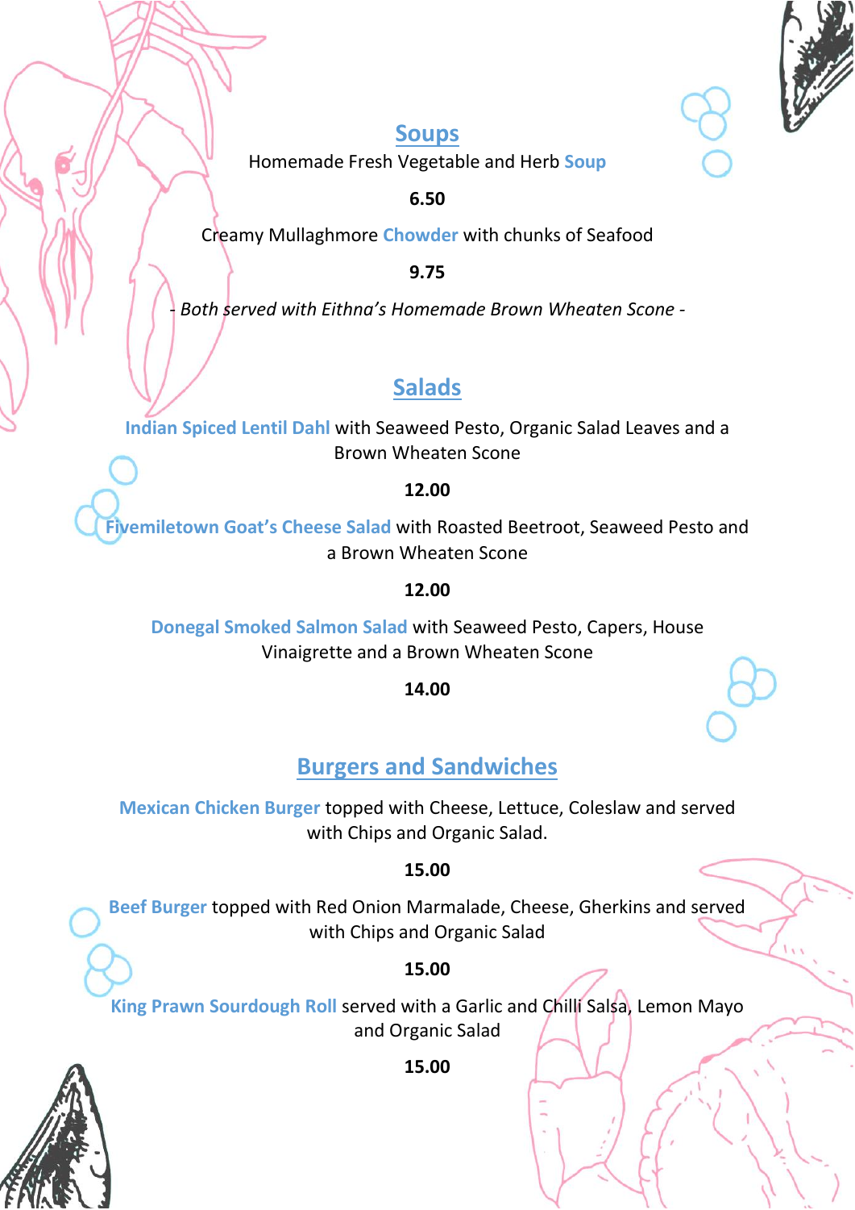## Soups

Homemade Fresh Vegetable and Herb **Soup**

**6.50**

Creamy Mullaghmore **Chowder** with chunks of Seafood

**9.75**

*- Both served with Eithna's Homemade Brown Wheaten Scone -*

## Salads

**Indian Spiced Lentil Dahl** with Seaweed Pesto, Organic Salad Leaves and a Brown Wheaten Scone

**12.00**

**Fivemiletown Goat's Cheese Salad** with Roasted Beetroot, Seaweed Pesto and a Brown Wheaten Scone

**12.00**

**Donegal Smoked Salmon Salad** with Seaweed Pesto, Capers, House Vinaigrette and a Brown Wheaten Scone

**14.00**

## Burgers and Sandwiches

**Mexican Chicken Burger** topped with Cheese, Lettuce, Coleslaw and served with Chips and Organic Salad.

**15.00**

**Beef Burger** topped with Red Onion Marmalade, Cheese, Gherkins and served with Chips and Organic Salad

**15.00**

**King Prawn Sourdough Roll** served with a Garlic and Chilli Salsa, Lemon Mayo and Organic Salad

**15.00**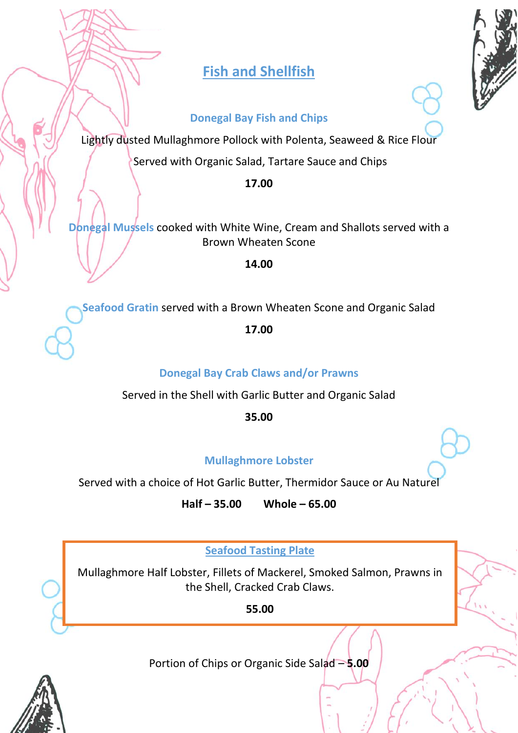# Fish and Shellfish

### Donegal Bay Fish and Chips

Lightly dusted Mullaghmore Pollock with Polenta, Seaweed & Rice Flour

Served with Organic Salad, Tartare Sauce and Chips

**17.00**

**Donegal Mussels** cooked with White Wine, Cream and Shallots served with a Brown Wheaten Scone

**14.00**

**Seafood Gratin** served with a Brown Wheaten Scone and Organic Salad

**17.00**

### Donegal Bay Crab Claws and/or Prawns

Served in the Shell with Garlic Butter and Organic Salad

**35.00**

### Mullaghmore Lobster

Served with a choice of Hot Garlic Butter, Thermidor Sauce or Au Naturel

**Half – 35.00** **Whole – 65.00**

### Seafood Tasting Plate

Mullaghmore Half Lobster, Fillets of Mackerel, Smoked Salmon, Prawns in the Shell, Cracked Crab Claws.

**55.00**

Portion of Chips or Organic Side Salad – **5.00**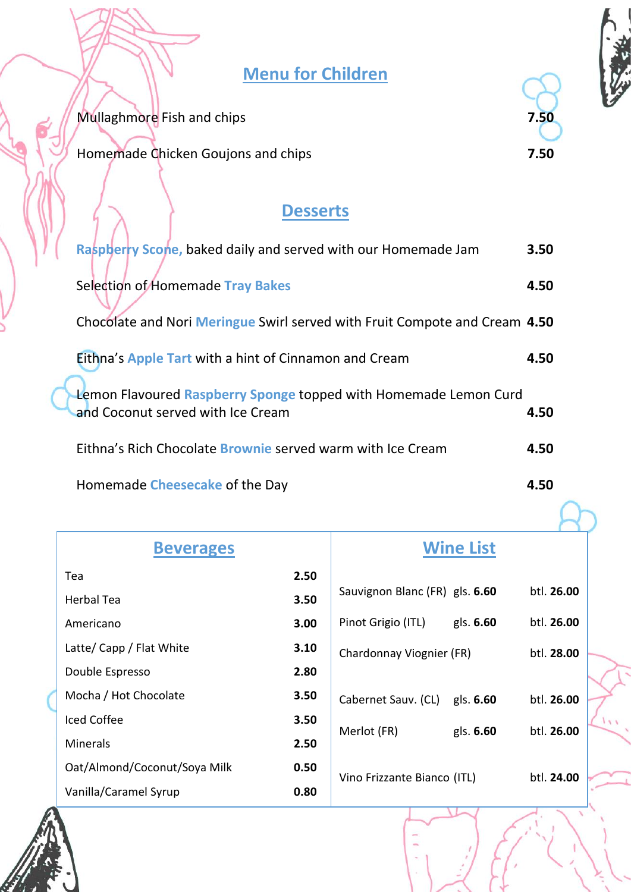## Menu for Children

| | |
|---|---|
| Mullaghmore Fish and chips | **7.50** |
| Homemade Chicken Goujons and chips | **7.50** |

## Desserts

| | |
|---|---|
| **Raspberry Scone,** baked daily and served with our Homemade Jam | **3.50** |
| Selection of Homemade **Tray Bakes** | **4.50** |
| Chocolate and Nori **Meringue** Swirl served with Fruit Compote and Cream | **4.50** |
| Eithna's **Apple Tart** with a hint of Cinnamon and Cream | **4.50** |
| Lemon Flavoured **Raspberry Sponge** topped with Homemade Lemon Curd and Coconut served with Ice Cream | **4.50** |
| Eithna's Rich Chocolate **Brownie** served warm with Ice Cream | **4.50** |
| Homemade **Cheesecake** of the Day | **4.50** |

## Beverages

| | |
|---|---|
| Tea | **2.50** |
| Herbal Tea | **3.50** |
| Americano | **3.00** |
| Latte/ Capp / Flat White | **3.10** |
| Double Espresso | **2.80** |
| Mocha / Hot Chocolate | **3.50** |
| Iced Coffee | **3.50** |
| Minerals | **2.50** |
| Oat/Almond/Coconut/Soya Milk | **0.50** |
| Vanilla/Caramel Syrup | **0.80** |

## Wine List

| | | |
|---|---|---|
| Sauvignon Blanc (FR) | gls. **6.60** | btl. **26.00** |
| Pinot Grigio (ITL) | gls. **6.60** | btl. **26.00** |
| Chardonnay Viognier (FR) | | btl. **28.00** |
| Cabernet Sauv. (CL) | gls. **6.60** | btl. **26.00** |
| Merlot (FR) | gls. **6.60** | btl. **26.00** |
| Vino Frizzante Bianco (ITL) | | btl. **24.00** |